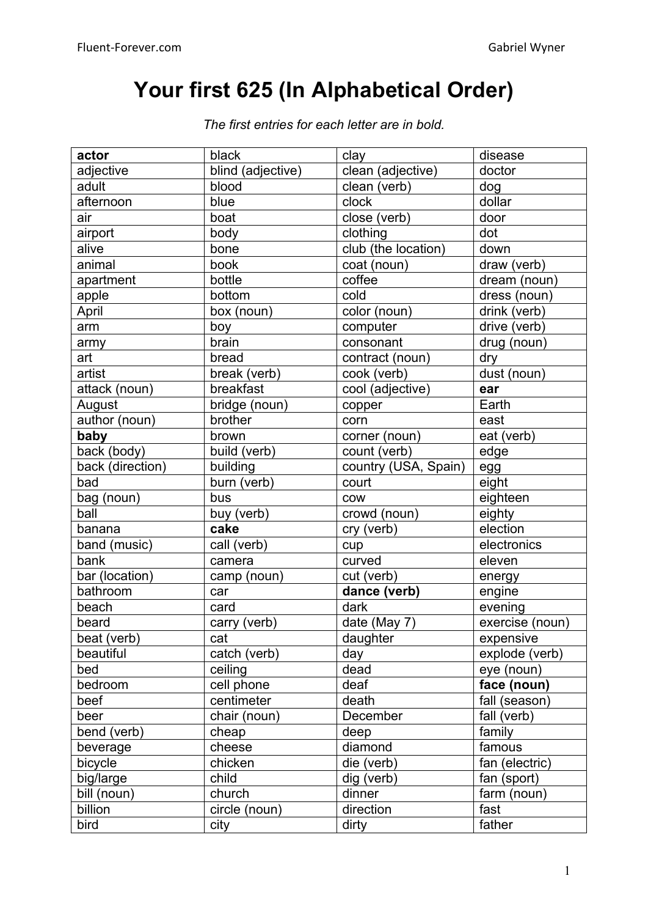# Your first 625 (In Alphabetical Order)

*The first entries for each letter are in bold.*

| | | | |
|---|---|---|---|
| **actor** | black | clay | disease |
| adjective | blind (adjective) | clean (adjective) | doctor |
| adult | blood | clean (verb) | dog |
| afternoon | blue | clock | dollar |
| air | boat | close (verb) | door |
| airport | body | clothing | dot |
| alive | bone | club (the location) | down |
| animal | book | coat (noun) | draw (verb) |
| apartment | bottle | coffee | dream (noun) |
| apple | bottom | cold | dress (noun) |
| April | box (noun) | color (noun) | drink (verb) |
| arm | boy | computer | drive (verb) |
| army | brain | consonant | drug (noun) |
| art | bread | contract (noun) | dry |
| artist | break (verb) | cook (verb) | dust (noun) |
| attack (noun) | breakfast | cool (adjective) | **ear** |
| August | bridge (noun) | copper | Earth |
| author (noun) | brother | corn | east |
| **baby** | brown | corner (noun) | eat (verb) |
| back (body) | build (verb) | count (verb) | edge |
| back (direction) | building | country (USA, Spain) | egg |
| bad | burn (verb) | court | eight |
| bag (noun) | bus | cow | eighteen |
| ball | buy (verb) | crowd (noun) | eighty |
| banana | **cake** | cry (verb) | election |
| band (music) | call (verb) | cup | electronics |
| bank | camera | curved | eleven |
| bar (location) | camp (noun) | cut (verb) | energy |
| bathroom | car | **dance (verb)** | engine |
| beach | card | dark | evening |
| beard | carry (verb) | date (May 7) | exercise (noun) |
| beat (verb) | cat | daughter | expensive |
| beautiful | catch (verb) | day | explode (verb) |
| bed | ceiling | dead | eye (noun) |
| bedroom | cell phone | deaf | **face (noun)** |
| beef | centimeter | death | fall (season) |
| beer | chair (noun) | December | fall (verb) |
| bend (verb) | cheap | deep | family |
| beverage | cheese | diamond | famous |
| bicycle | chicken | die (verb) | fan (electric) |
| big/large | child | dig (verb) | fan (sport) |
| bill (noun) | church | dinner | farm (noun) |
| billion | circle (noun) | direction | fast |
| bird | city | dirty | father |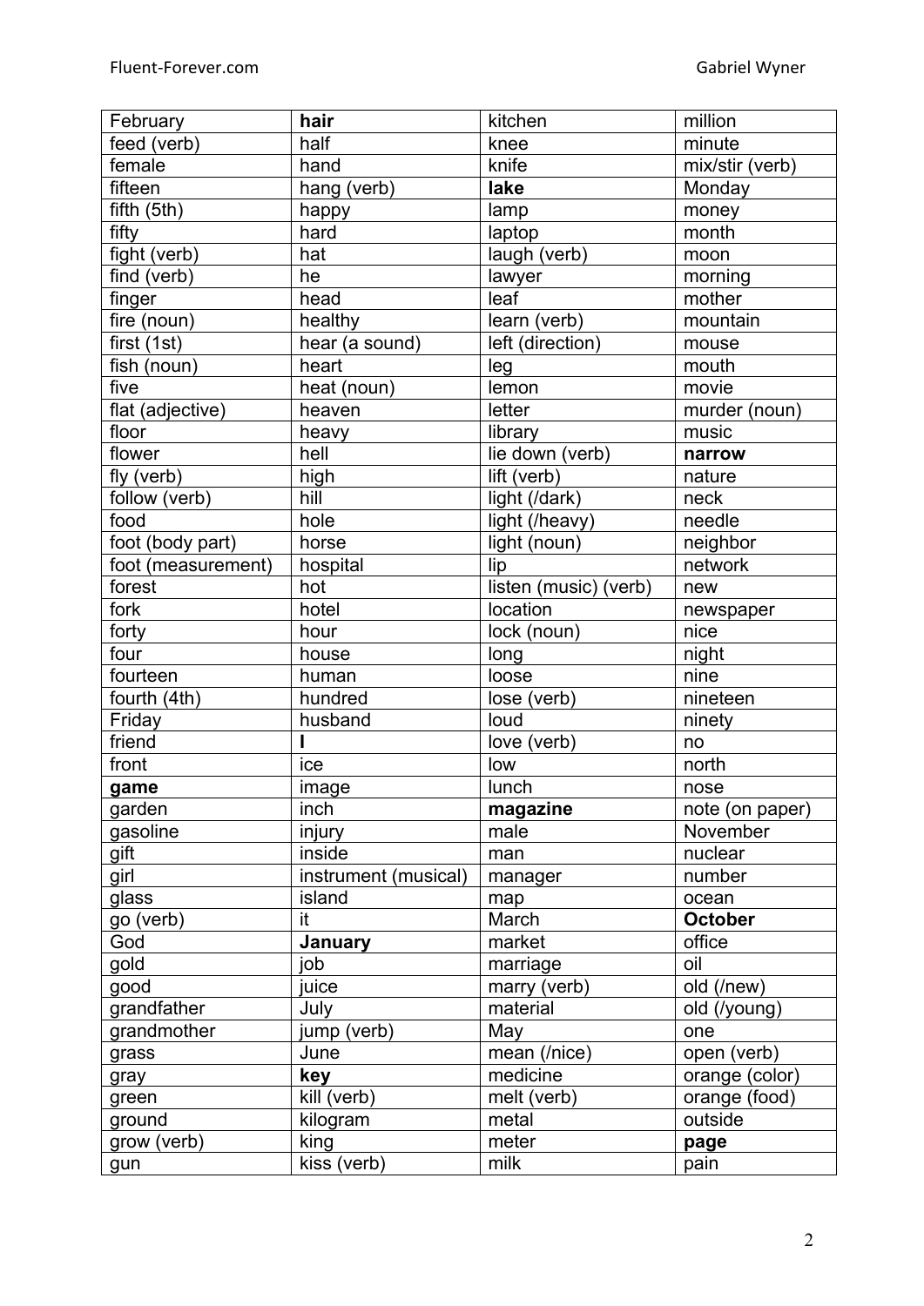| February | **hair** | kitchen | million |
|---|---|---|---|
| feed (verb) | half | knee | minute |
| female | hand | knife | mix/stir (verb) |
| fifteen | hang (verb) | **lake** | Monday |
| fifth (5th) | happy | lamp | money |
| fifty | hard | laptop | month |
| fight (verb) | hat | laugh (verb) | moon |
| find (verb) | he | lawyer | morning |
| finger | head | leaf | mother |
| fire (noun) | healthy | learn (verb) | mountain |
| first (1st) | hear (a sound) | left (direction) | mouse |
| fish (noun) | heart | leg | mouth |
| five | heat (noun) | lemon | movie |
| flat (adjective) | heaven | letter | murder (noun) |
| floor | heavy | library | music |
| flower | hell | lie down (verb) | **narrow** |
| fly (verb) | high | lift (verb) | nature |
| follow (verb) | hill | light (/dark) | neck |
| food | hole | light (/heavy) | needle |
| foot (body part) | horse | light (noun) | neighbor |
| foot (measurement) | hospital | lip | network |
| forest | hot | listen (music) (verb) | new |
| fork | hotel | location | newspaper |
| forty | hour | lock (noun) | nice |
| four | house | long | night |
| fourteen | human | loose | nine |
| fourth (4th) | hundred | lose (verb) | nineteen |
| Friday | husband | loud | ninety |
| friend | **I** | love (verb) | no |
| front | ice | low | north |
| **game** | image | lunch | nose |
| garden | inch | **magazine** | note (on paper) |
| gasoline | injury | male | November |
| gift | inside | man | nuclear |
| girl | instrument (musical) | manager | number |
| glass | island | map | ocean |
| go (verb) | it | March | **October** |
| God | **January** | market | office |
| gold | job | marriage | oil |
| good | juice | marry (verb) | old (/new) |
| grandfather | July | material | old (/young) |
| grandmother | jump (verb) | May | one |
| grass | June | mean (/nice) | open (verb) |
| gray | **key** | medicine | orange (color) |
| green | kill (verb) | melt (verb) | orange (food) |
| ground | kilogram | metal | outside |
| grow (verb) | king | meter | **page** |
| gun | kiss (verb) | milk | pain |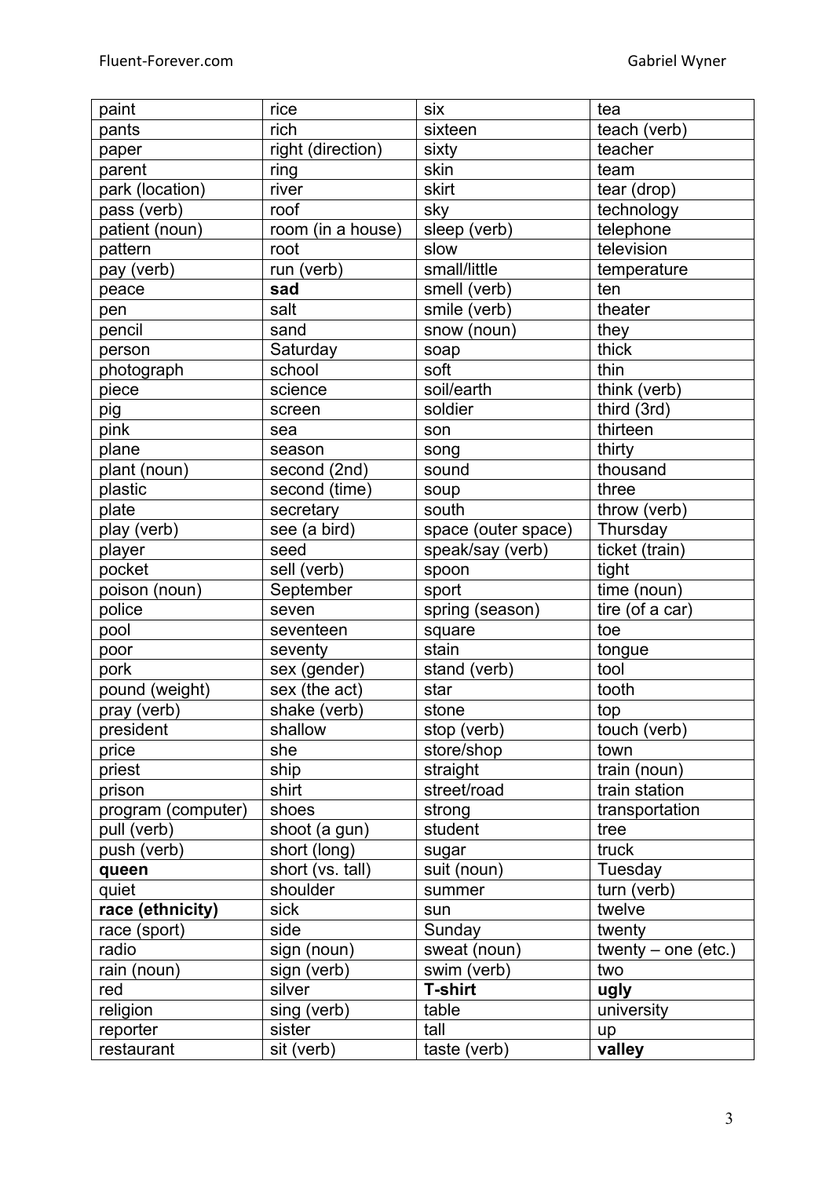| paint | rice | six | tea |
|---|---|---|---|
| pants | rich | sixteen | teach (verb) |
| paper | right (direction) | sixty | teacher |
| parent | ring | skin | team |
| park (location) | river | skirt | tear (drop) |
| pass (verb) | roof | sky | technology |
| patient (noun) | room (in a house) | sleep (verb) | telephone |
| pattern | root | slow | television |
| pay (verb) | run (verb) | small/little | temperature |
| peace | **sad** | smell (verb) | ten |
| pen | salt | smile (verb) | theater |
| pencil | sand | snow (noun) | they |
| person | Saturday | soap | thick |
| photograph | school | soft | thin |
| piece | science | soil/earth | think (verb) |
| pig | screen | soldier | third (3rd) |
| pink | sea | son | thirteen |
| plane | season | song | thirty |
| plant (noun) | second (2nd) | sound | thousand |
| plastic | second (time) | soup | three |
| plate | secretary | south | throw (verb) |
| play (verb) | see (a bird) | space (outer space) | Thursday |
| player | seed | speak/say (verb) | ticket (train) |
| pocket | sell (verb) | spoon | tight |
| poison (noun) | September | sport | time (noun) |
| police | seven | spring (season) | tire (of a car) |
| pool | seventeen | square | toe |
| poor | seventy | stain | tongue |
| pork | sex (gender) | stand (verb) | tool |
| pound (weight) | sex (the act) | star | tooth |
| pray (verb) | shake (verb) | stone | top |
| president | shallow | stop (verb) | touch (verb) |
| price | she | store/shop | town |
| priest | ship | straight | train (noun) |
| prison | shirt | street/road | train station |
| program (computer) | shoes | strong | transportation |
| pull (verb) | shoot (a gun) | student | tree |
| push (verb) | short (long) | sugar | truck |
| **queen** | short (vs. tall) | suit (noun) | Tuesday |
| quiet | shoulder | summer | turn (verb) |
| **race (ethnicity)** | sick | sun | twelve |
| race (sport) | side | Sunday | twenty |
| radio | sign (noun) | sweat (noun) | twenty – one (etc.) |
| rain (noun) | sign (verb) | swim (verb) | two |
| red | silver | **T-shirt** | **ugly** |
| religion | sing (verb) | table | university |
| reporter | sister | tall | up |
| restaurant | sit (verb) | taste (verb) | **valley** |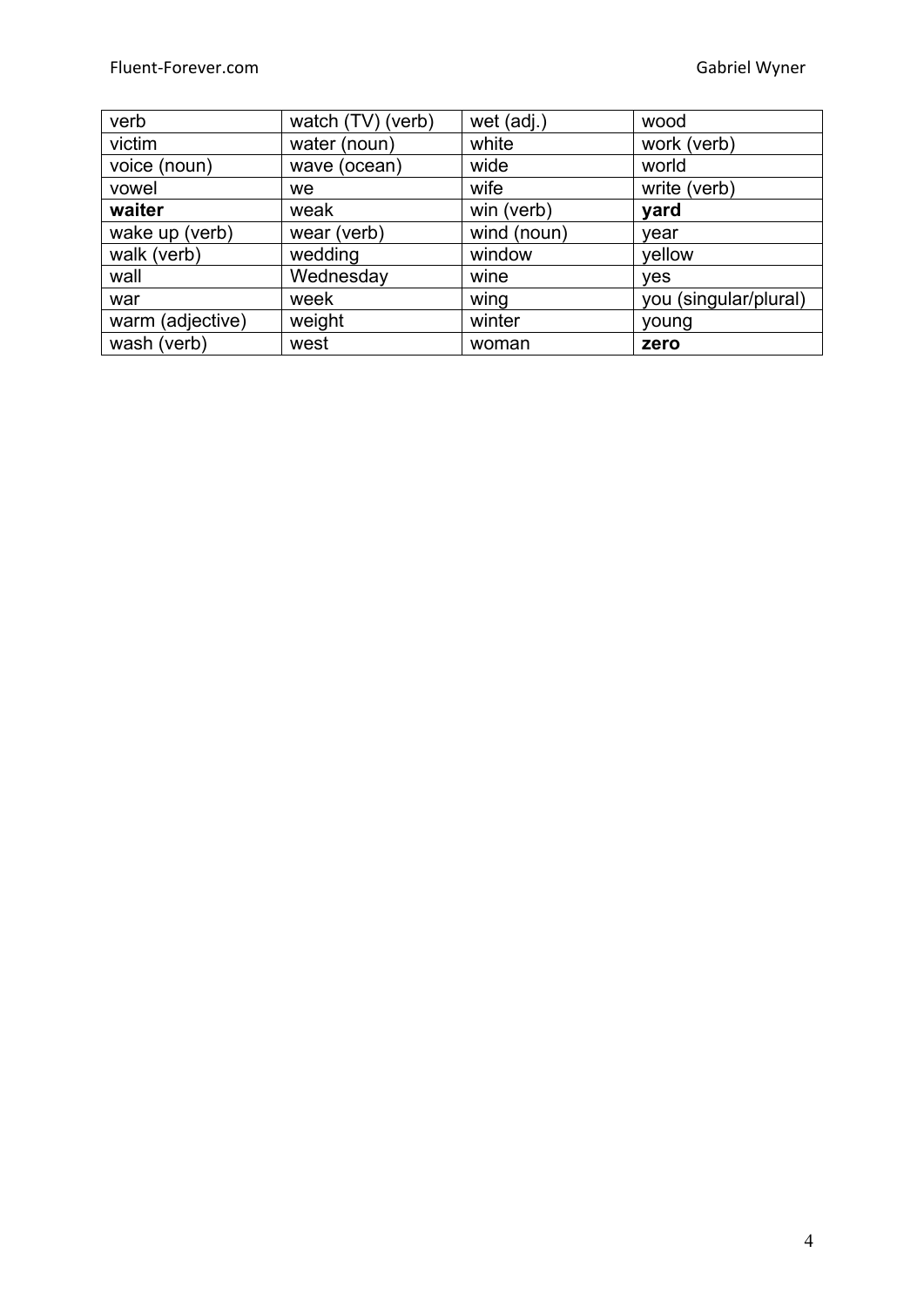| | | | |
|---|---|---|---|
| verb | watch (TV) (verb) | wet (adj.) | wood |
| victim | water (noun) | white | work (verb) |
| voice (noun) | wave (ocean) | wide | world |
| vowel | we | wife | write (verb) |
| **waiter** | weak | win (verb) | **yard** |
| wake up (verb) | wear (verb) | wind (noun) | year |
| walk (verb) | wedding | window | yellow |
| wall | Wednesday | wine | yes |
| war | week | wing | you (singular/plural) |
| warm (adjective) | weight | winter | young |
| wash (verb) | west | woman | **zero** |